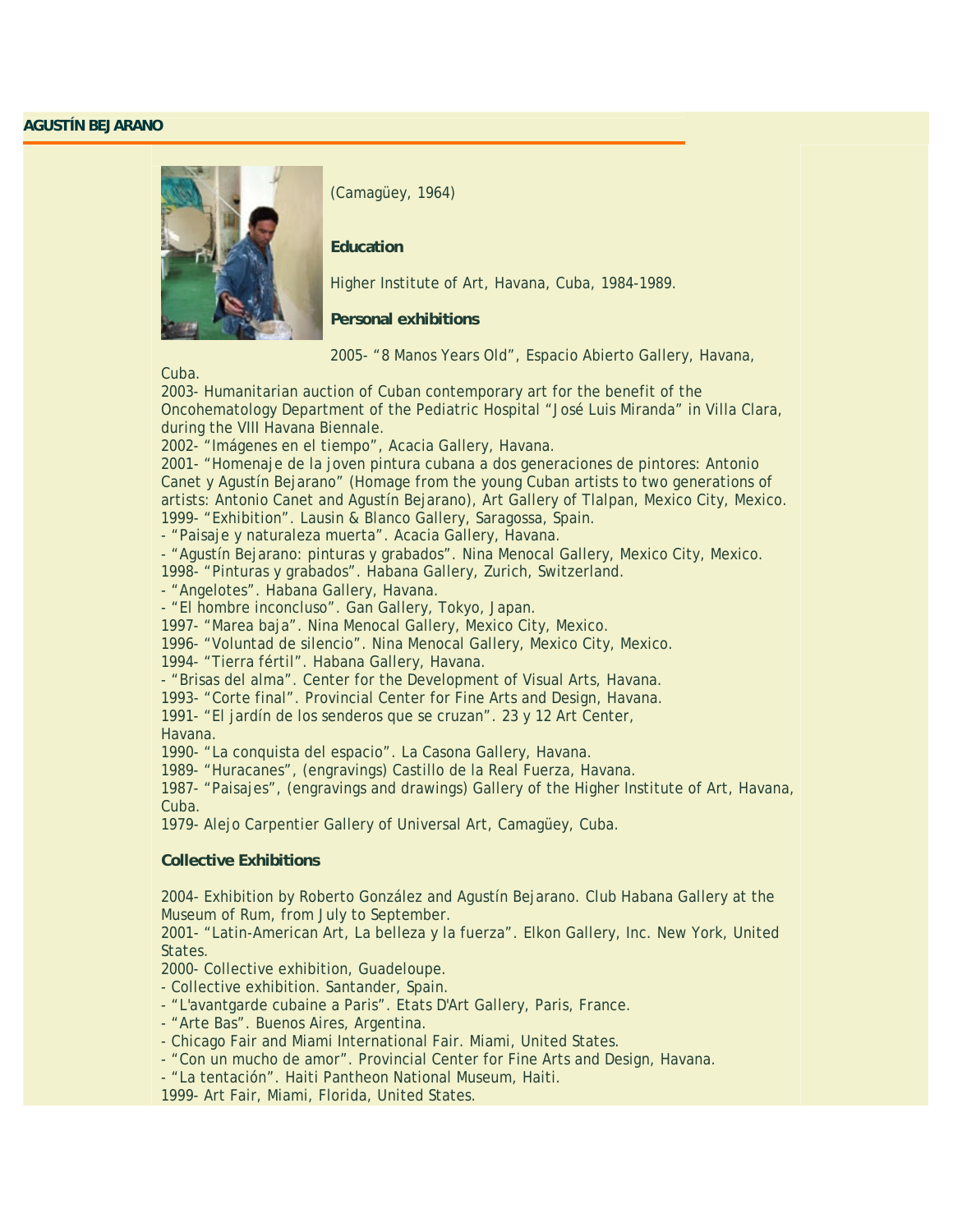# AGUSTÍN BEJARANO

(Camagüey, 1964)

**Education**

Higher Institute of Art, Havana, Cuba, 1984-1989.

**Personal exhibitions**

2005- "8 Manos Years Old", Espacio Abierto Gallery, Havana, Cuba.
2003- Humanitarian auction of Cuban contemporary art for the benefit of the Oncohematology Department of the Pediatric Hospital "José Luis Miranda" in Villa Clara, during the VIII Havana Biennale.
2002- "Imágenes en el tiempo", Acacia Gallery, Havana.
2001- "Homenaje de la joven pintura cubana a dos generaciones de pintores: Antonio Canet y Agustín Bejarano" (Homage from the young Cuban artists to two generations of artists: Antonio Canet and Agustín Bejarano), Art Gallery of Tlalpan, Mexico City, Mexico.
1999- "Exhibition". Lausin & Blanco Gallery, Saragossa, Spain.
- "Paisaje y naturaleza muerta". Acacia Gallery, Havana.
- "Agustín Bejarano: pinturas y grabados". Nina Menocal Gallery, Mexico City, Mexico.
1998- "Pinturas y grabados". Habana Gallery, Zurich, Switzerland.
- "Angelotes". Habana Gallery, Havana.
- "El hombre inconcluso". Gan Gallery, Tokyo, Japan.
1997- "Marea baja". Nina Menocal Gallery, Mexico City, Mexico.
1996- "Voluntad de silencio". Nina Menocal Gallery, Mexico City, Mexico.
1994- "Tierra fértil". Habana Gallery, Havana.
- "Brisas del alma". Center for the Development of Visual Arts, Havana.
1993- "Corte final". Provincial Center for Fine Arts and Design, Havana.
1991- "El jardín de los senderos que se cruzan". 23 y 12 Art Center, Havana.
1990- "La conquista del espacio". La Casona Gallery, Havana.
1989- "Huracanes", (engravings) Castillo de la Real Fuerza, Havana.
1987- "Paisajes", (engravings and drawings) Gallery of the Higher Institute of Art, Havana, Cuba.
1979- Alejo Carpentier Gallery of Universal Art, Camagüey, Cuba.

**Collective Exhibitions**

2004- Exhibition by Roberto González and Agustín Bejarano. Club Habana Gallery at the Museum of Rum, from July to September.
2001- "Latin-American Art, La belleza y la fuerza". Elkon Gallery, Inc. New York, United States.
2000- Collective exhibition, Guadeloupe.
- Collective exhibition. Santander, Spain.
- "L'avantgarde cubaine a Paris". Etats D'Art Gallery, Paris, France.
- "Arte Bas". Buenos Aires, Argentina.
- Chicago Fair and Miami International Fair. Miami, United States.
- "Con un mucho de amor". Provincial Center for Fine Arts and Design, Havana.
- "La tentación". Haiti Pantheon National Museum, Haiti.
1999- Art Fair, Miami, Florida, United States.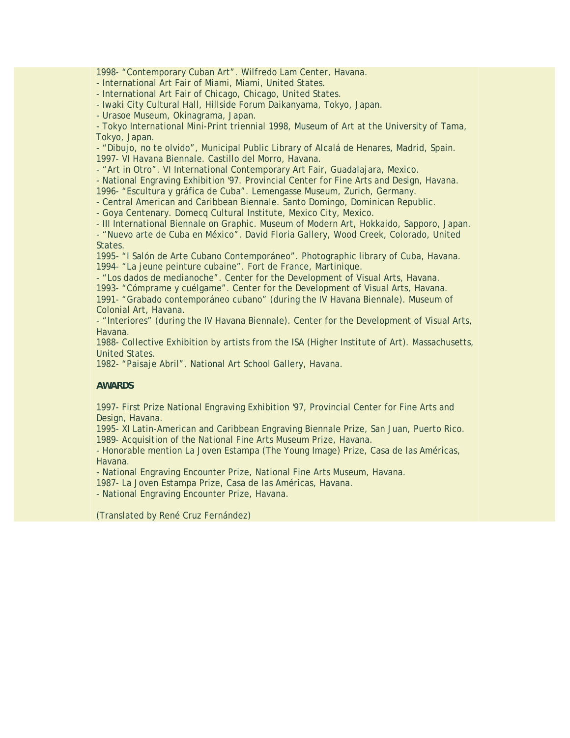1998- “Contemporary Cuban Art”. Wilfredo Lam Center, Havana.
- International Art Fair of Miami, Miami, United States.
- International Art Fair of Chicago, Chicago, United States.
- Iwaki City Cultural Hall, Hillside Forum Daikanyama, Tokyo, Japan.
- Urasoe Museum, Okinagrama, Japan.
- Tokyo International Mini-Print triennial 1998, Museum of Art at the University of Tama, Tokyo, Japan.
- “Dibujo, no te olvido”, Municipal Public Library of Alcalá de Henares, Madrid, Spain.

1997- VI Havana Biennale. Castillo del Morro, Havana.
- “Art in Otro”. VI International Contemporary Art Fair, Guadalajara, Mexico.
- National Engraving Exhibition '97. Provincial Center for Fine Arts and Design, Havana.

1996- “Escultura y gráfica de Cuba”. Lemengasse Museum, Zurich, Germany.
- Central American and Caribbean Biennale. Santo Domingo, Dominican Republic.
- Goya Centenary. Domecq Cultural Institute, Mexico City, Mexico.
- III International Biennale on Graphic. Museum of Modern Art, Hokkaido, Sapporo, Japan.
- “Nuevo arte de Cuba en México”. David Floria Gallery, Wood Creek, Colorado, United States.

1995- “I Salón de Arte Cubano Contemporáneo”. Photographic library of Cuba, Havana.

1994- “La jeune peinture cubaine”. Fort de France, Martinique.
- “Los dados de medianoche”. Center for the Development of Visual Arts, Havana.

1993- “Cómprame y cuélgame”. Center for the Development of Visual Arts, Havana.

1991- “Grabado contemporáneo cubano” (during the IV Havana Biennale). Museum of Colonial Art, Havana.
- “Interiores” (during the IV Havana Biennale). Center for the Development of Visual Arts, Havana.

1988- Collective Exhibition by artists from the ISA (Higher Institute of Art). Massachusetts, United States.

1982- “Paisaje Abril”. National Art School Gallery, Havana.

**AWARDS**

1997- First Prize National Engraving Exhibition '97, Provincial Center for Fine Arts and Design, Havana.

1995- XI Latin-American and Caribbean Engraving Biennale Prize, San Juan, Puerto Rico.

1989- Acquisition of the National Fine Arts Museum Prize, Havana.
- Honorable mention La Joven Estampa (The Young Image) Prize, Casa de las Américas, Havana.
- National Engraving Encounter Prize, National Fine Arts Museum, Havana.

1987- La Joven Estampa Prize, Casa de las Américas, Havana.
- National Engraving Encounter Prize, Havana.

(Translated by René Cruz Fernández)